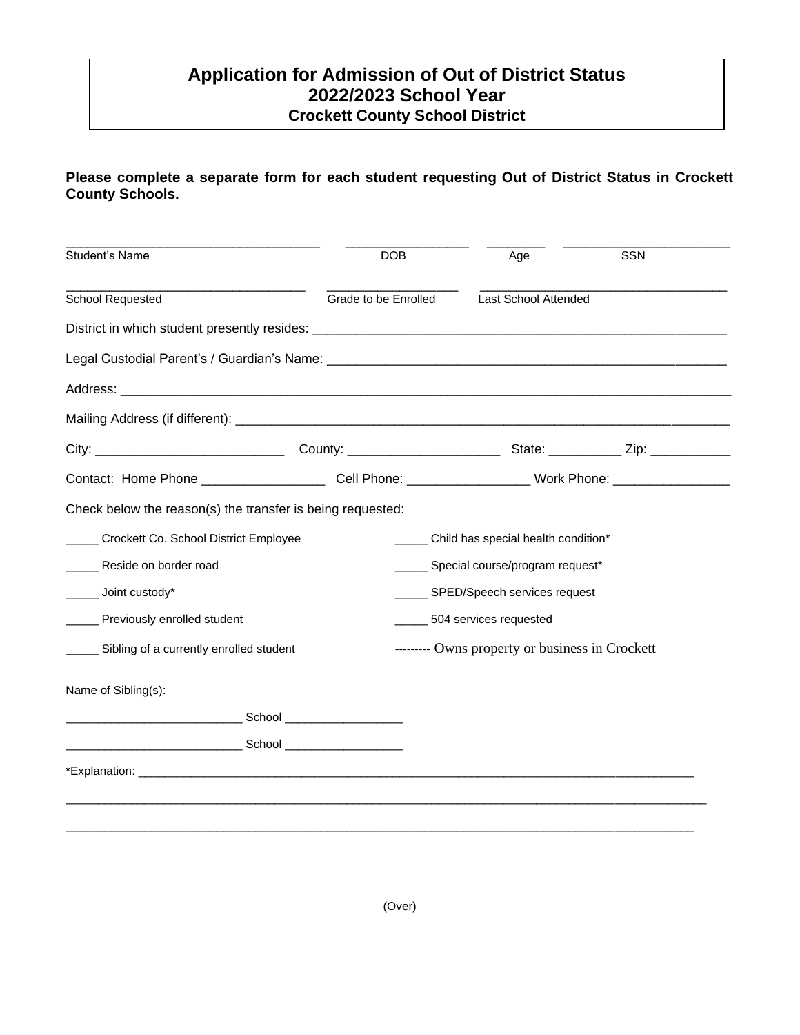# Application for Admission of Out of District Status
## 2022/2023 School Year
### Crockett County School District

**Please complete a separate form for each student requesting Out of District Status in Crockett County Schools.**

___________________________________ ________________ ________ _______________________
Student's Name DOB Age SSN

_________________________________ __________________ __________________________________
School Requested Grade to be Enrolled Last School Attended

District in which student presently resides: ________________________________________________________

Legal Custodial Parent's / Guardian's Name: _______________________________________________________

Address: _________________________________________________________________________________

Mailing Address (if different): _________________________________________________________________

City: __________________________ County: _____________________ State: __________ Zip: ___________

Contact: Home Phone _________________ Cell Phone: _________________ Work Phone: ________________

Check below the reason(s) the transfer is being requested:

_____ Crockett Co. School District Employee

_____ Reside on border road

_____ Joint custody*

_____ Previously enrolled student

_____ Sibling of a currently enrolled student

_____ Child has special health condition*

_____ Special course/program request*

_____ SPED/Speech services request

_____ 504 services requested

--------- Owns property or business in Crockett

Name of Sibling(s):

__________________________ School __________________

__________________________ School __________________

*Explanation: ______________________________________________________________________________

_____________________________________________________________________________________________

_____________________________________________________________________________________________

(Over)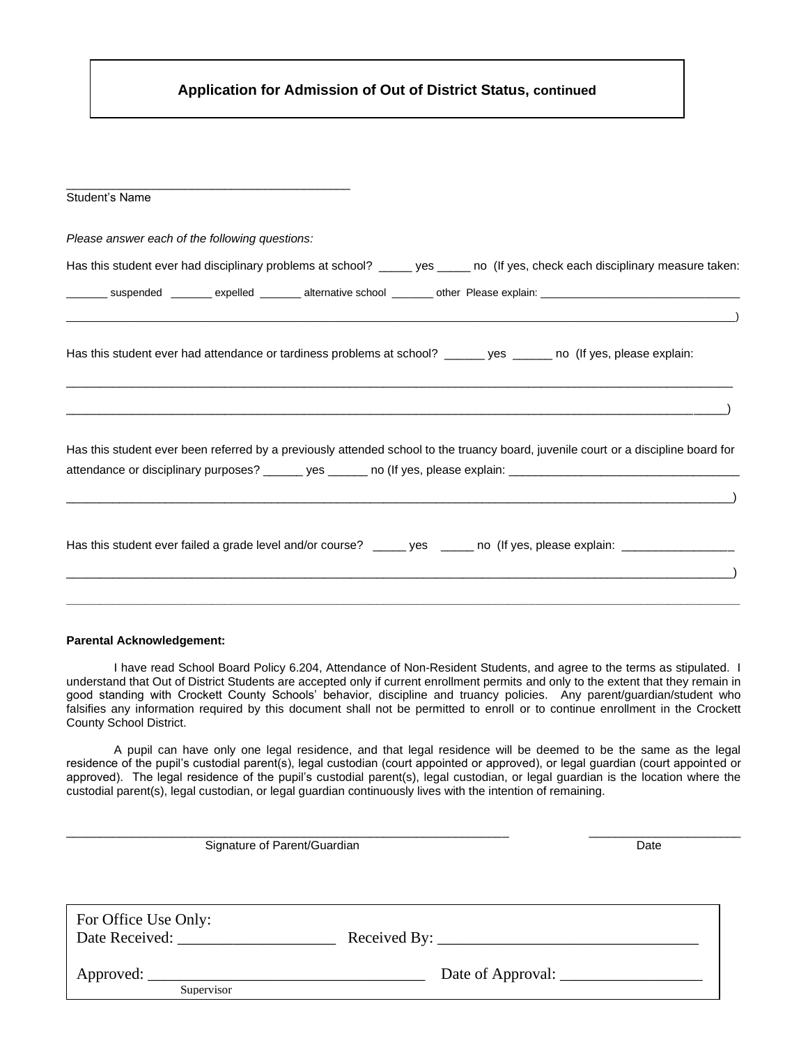**Application for Admission of Out of District Status, continued**

_________________________________________
Student's Name

*Please answer each of the following questions:*

Has this student ever had disciplinary problems at school? _____ yes _____ no (If yes, check each disciplinary measure taken:

_______ suspended _______ expelled _______ alternative school _______ other Please explain: ________________________________

____________________________________________________________________________________________________)

Has this student ever had attendance or tardiness problems at school? ______ yes ______ no (If yes, please explain:

____________________________________________________________________________________________________

____________________________________________________________________________________________________)

Has this student ever been referred by a previously attended school to the truancy board, juvenile court or a discipline board for attendance or disciplinary purposes? ______ yes ______ no (If yes, please explain: __________________________________

____________________________________________________________________________________________________)

Has this student ever failed a grade level and/or course? _____ yes _____ no (If yes, please explain: _________________

____________________________________________________________________________________________________)

**Parental Acknowledgement:**

I have read School Board Policy 6.204, Attendance of Non-Resident Students, and agree to the terms as stipulated. I understand that Out of District Students are accepted only if current enrollment permits and only to the extent that they remain in good standing with Crockett County Schools' behavior, discipline and truancy policies. Any parent/guardian/student who falsifies any information required by this document shall not be permitted to enroll or to continue enrollment in the Crockett County School District.

A pupil can have only one legal residence, and that legal residence will be deemed to be the same as the legal residence of the pupil's custodial parent(s), legal custodian (court appointed or approved), or legal guardian (court appointed or approved). The legal residence of the pupil's custodial parent(s), legal custodian, or legal guardian is the location where the custodial parent(s), legal custodian, or legal guardian continuously lives with the intention of remaining.

_________________________________________________________________ ______________________
Signature of Parent/Guardian Date

For Office Use Only:
Date Received: ____________________ Received By: _________________________________

Approved: ___________________________________ Date of Approval: __________________
Supervisor